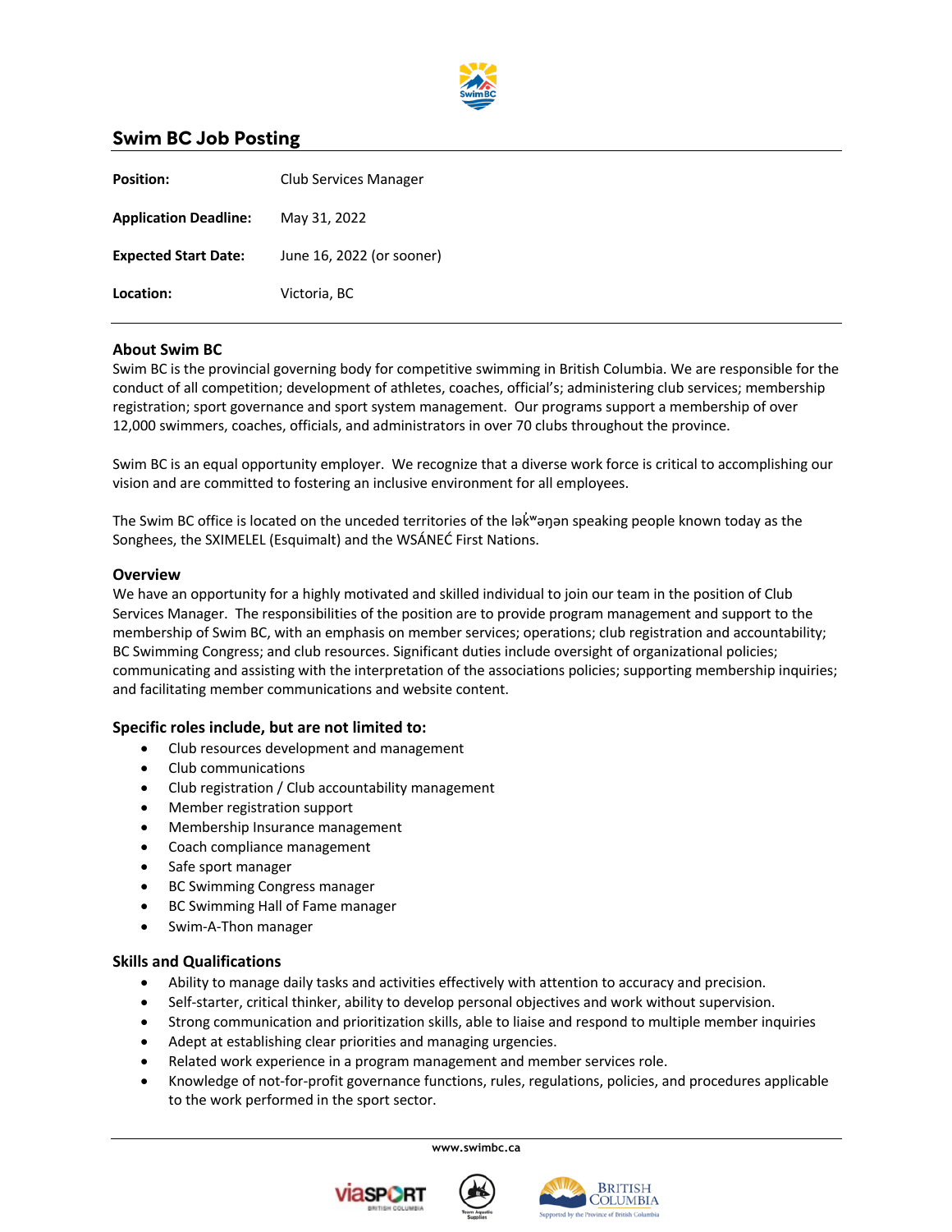## Swim BC Job Posting

| | |
|---|---|
| **Position:** | Club Services Manager |
| **Application Deadline:** | May 31, 2022 |
| **Expected Start Date:** | June 16, 2022 (or sooner) |
| **Location:** | Victoria, BC |

### About Swim BC

Swim BC is the provincial governing body for competitive swimming in British Columbia. We are responsible for the conduct of all competition; development of athletes, coaches, official's; administering club services; membership registration; sport governance and sport system management. Our programs support a membership of over 12,000 swimmers, coaches, officials, and administrators in over 70 clubs throughout the province.

Swim BC is an equal opportunity employer. We recognize that a diverse work force is critical to accomplishing our vision and are committed to fostering an inclusive environment for all employees.

The Swim BC office is located on the unceded territories of the lək̓ʷəŋən speaking people known today as the Songhees, the SXIMELEL (Esquimalt) and the WSÁNEĆ First Nations.

### Overview

We have an opportunity for a highly motivated and skilled individual to join our team in the position of Club Services Manager. The responsibilities of the position are to provide program management and support to the membership of Swim BC, with an emphasis on member services; operations; club registration and accountability; BC Swimming Congress; and club resources. Significant duties include oversight of organizational policies; communicating and assisting with the interpretation of the associations policies; supporting membership inquiries; and facilitating member communications and website content.

### Specific roles include, but are not limited to:

- Club resources development and management
- Club communications
- Club registration / Club accountability management
- Member registration support
- Membership Insurance management
- Coach compliance management
- Safe sport manager
- BC Swimming Congress manager
- BC Swimming Hall of Fame manager
- Swim-A-Thon manager

### Skills and Qualifications

- Ability to manage daily tasks and activities effectively with attention to accuracy and precision.
- Self-starter, critical thinker, ability to develop personal objectives and work without supervision.
- Strong communication and prioritization skills, able to liaise and respond to multiple member inquiries
- Adept at establishing clear priorities and managing urgencies.
- Related work experience in a program management and member services role.
- Knowledge of not-for-profit governance functions, rules, regulations, policies, and procedures applicable to the work performed in the sport sector.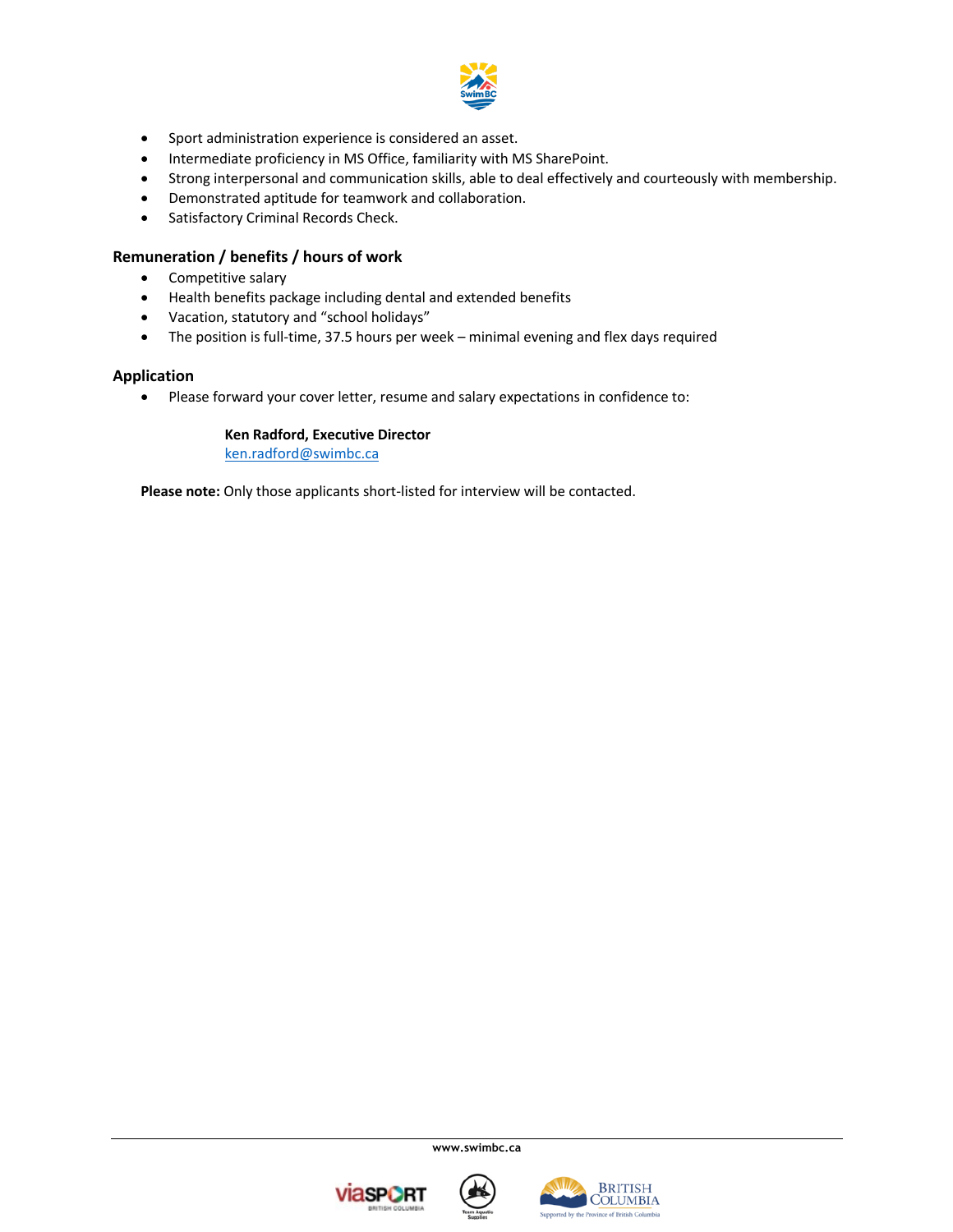- Sport administration experience is considered an asset.
- Intermediate proficiency in MS Office, familiarity with MS SharePoint.
- Strong interpersonal and communication skills, able to deal effectively and courteously with membership.
- Demonstrated aptitude for teamwork and collaboration.
- Satisfactory Criminal Records Check.

### Remuneration / benefits / hours of work

- Competitive salary
- Health benefits package including dental and extended benefits
- Vacation, statutory and "school holidays"
- The position is full-time, 37.5 hours per week – minimal evening and flex days required

### Application

- Please forward your cover letter, resume and salary expectations in confidence to:

**Ken Radford, Executive Director**
ken.radford@swimbc.ca

**Please note:** Only those applicants short-listed for interview will be contacted.